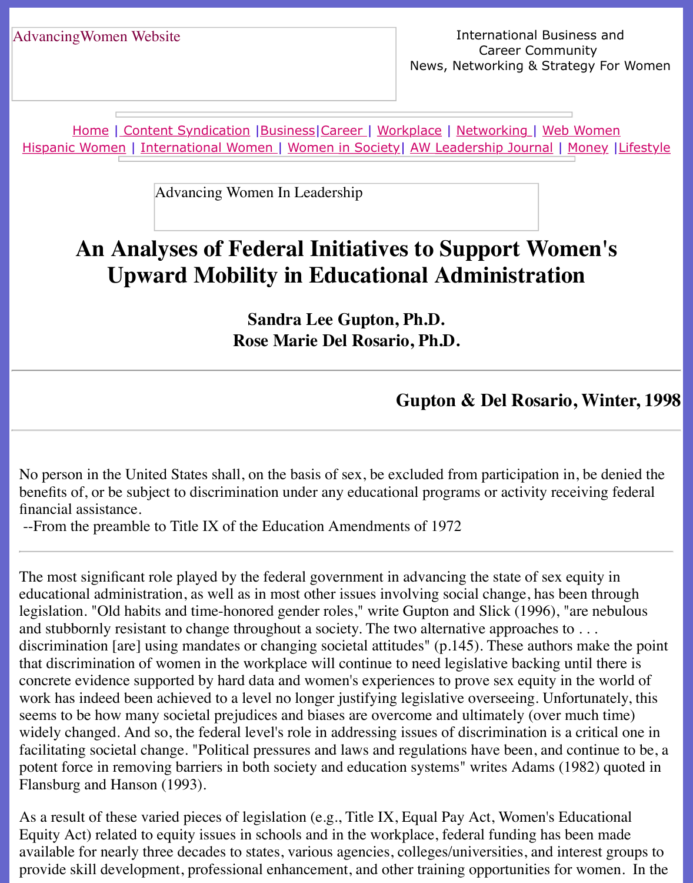AdvancingWomen Website

International Business and Career Community
News, Networking & Strategy For Women

Home | Content Syndication | Business | Career | Workplace | Networking | Web Women
Hispanic Women | International Women | Women in Society | AW Leadership Journal | Money | Lifestyle

Advancing Women In Leadership

# An Analyses of Federal Initiatives to Support Women's Upward Mobility in Educational Administration

**Sandra Lee Gupton, Ph.D.**
**Rose Marie Del Rosario, Ph.D.**

---

**Gupton & Del Rosario, Winter, 1998**

---

No person in the United States shall, on the basis of sex, be excluded from participation in, be denied the benefits of, or be subject to discrimination under any educational programs or activity receiving federal financial assistance.
--From the preamble to Title IX of the Education Amendments of 1972

---

The most significant role played by the federal government in advancing the state of sex equity in educational administration, as well as in most other issues involving social change, has been through legislation. "Old habits and time-honored gender roles," write Gupton and Slick (1996), "are nebulous and stubbornly resistant to change throughout a society. The two alternative approaches to . . . discrimination [are] using mandates or changing societal attitudes" (p.145). These authors make the point that discrimination of women in the workplace will continue to need legislative backing until there is concrete evidence supported by hard data and women's experiences to prove sex equity in the world of work has indeed been achieved to a level no longer justifying legislative overseeing. Unfortunately, this seems to be how many societal prejudices and biases are overcome and ultimately (over much time) widely changed. And so, the federal level's role in addressing issues of discrimination is a critical one in facilitating societal change. "Political pressures and laws and regulations have been, and continue to be, a potent force in removing barriers in both society and education systems" writes Adams (1982) quoted in Flansburg and Hanson (1993).

As a result of these varied pieces of legislation (e.g., Title IX, Equal Pay Act, Women's Educational Equity Act) related to equity issues in schools and in the workplace, federal funding has been made available for nearly three decades to states, various agencies, colleges/universities, and interest groups to provide skill development, professional enhancement, and other training opportunities for women. In the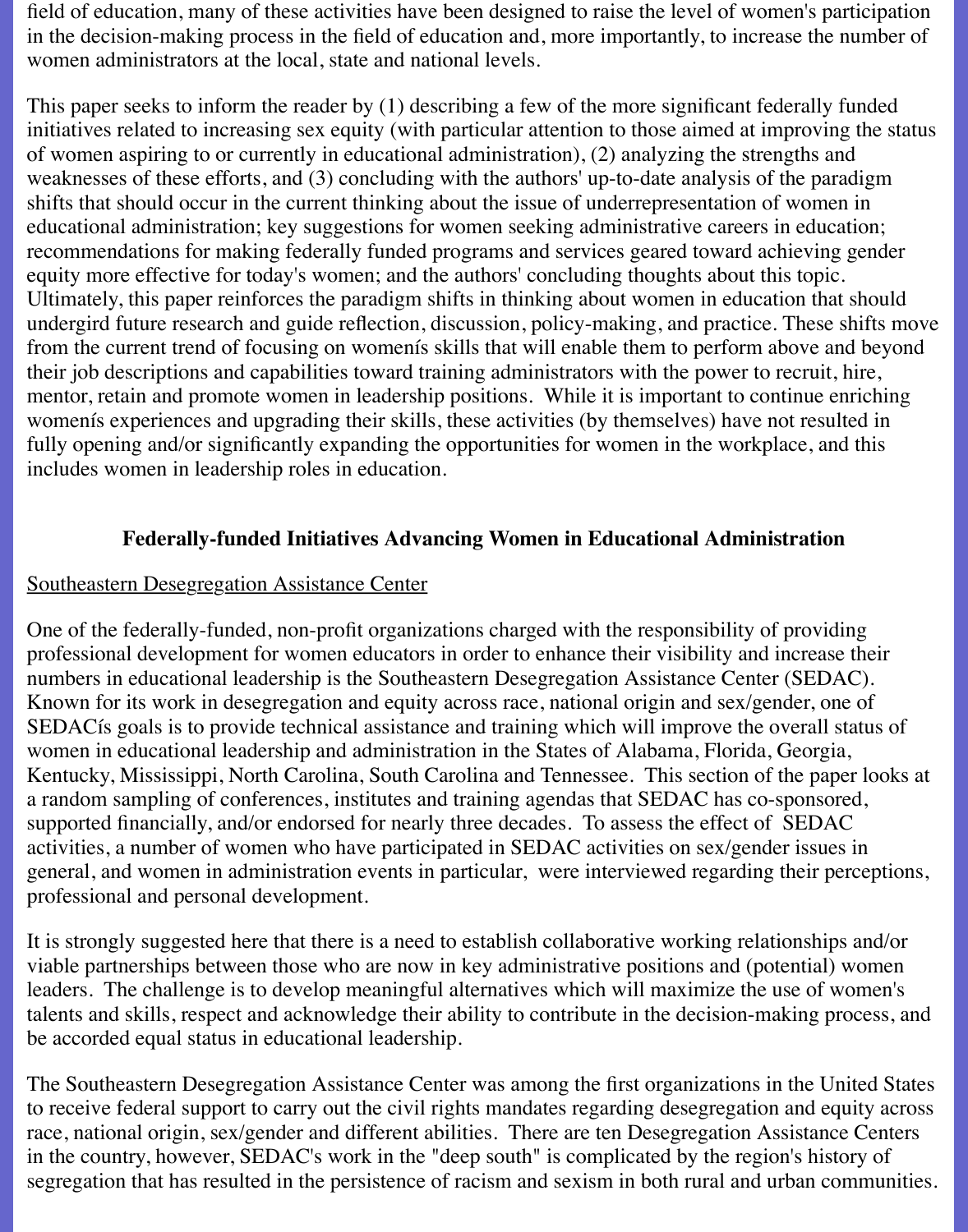field of education, many of these activities have been designed to raise the level of women's participation in the decision-making process in the field of education and, more importantly, to increase the number of women administrators at the local, state and national levels.

This paper seeks to inform the reader by (1) describing a few of the more significant federally funded initiatives related to increasing sex equity (with particular attention to those aimed at improving the status of women aspiring to or currently in educational administration), (2) analyzing the strengths and weaknesses of these efforts, and (3) concluding with the authors' up-to-date analysis of the paradigm shifts that should occur in the current thinking about the issue of underrepresentation of women in educational administration; key suggestions for women seeking administrative careers in education; recommendations for making federally funded programs and services geared toward achieving gender equity more effective for today's women; and the authors' concluding thoughts about this topic. Ultimately, this paper reinforces the paradigm shifts in thinking about women in education that should undergird future research and guide reflection, discussion, policy-making, and practice. These shifts move from the current trend of focusing on womenís skills that will enable them to perform above and beyond their job descriptions and capabilities toward training administrators with the power to recruit, hire, mentor, retain and promote women in leadership positions. While it is important to continue enriching womenís experiences and upgrading their skills, these activities (by themselves) have not resulted in fully opening and/or significantly expanding the opportunities for women in the workplace, and this includes women in leadership roles in education.

## Federally-funded Initiatives Advancing Women in Educational Administration

Southeastern Desegregation Assistance Center

One of the federally-funded, non-profit organizations charged with the responsibility of providing professional development for women educators in order to enhance their visibility and increase their numbers in educational leadership is the Southeastern Desegregation Assistance Center (SEDAC). Known for its work in desegregation and equity across race, national origin and sex/gender, one of SEDACís goals is to provide technical assistance and training which will improve the overall status of women in educational leadership and administration in the States of Alabama, Florida, Georgia, Kentucky, Mississippi, North Carolina, South Carolina and Tennessee. This section of the paper looks at a random sampling of conferences, institutes and training agendas that SEDAC has co-sponsored, supported financially, and/or endorsed for nearly three decades. To assess the effect of SEDAC activities, a number of women who have participated in SEDAC activities on sex/gender issues in general, and women in administration events in particular, were interviewed regarding their perceptions, professional and personal development.

It is strongly suggested here that there is a need to establish collaborative working relationships and/or viable partnerships between those who are now in key administrative positions and (potential) women leaders. The challenge is to develop meaningful alternatives which will maximize the use of women's talents and skills, respect and acknowledge their ability to contribute in the decision-making process, and be accorded equal status in educational leadership.

The Southeastern Desegregation Assistance Center was among the first organizations in the United States to receive federal support to carry out the civil rights mandates regarding desegregation and equity across race, national origin, sex/gender and different abilities. There are ten Desegregation Assistance Centers in the country, however, SEDAC's work in the "deep south" is complicated by the region's history of segregation that has resulted in the persistence of racism and sexism in both rural and urban communities.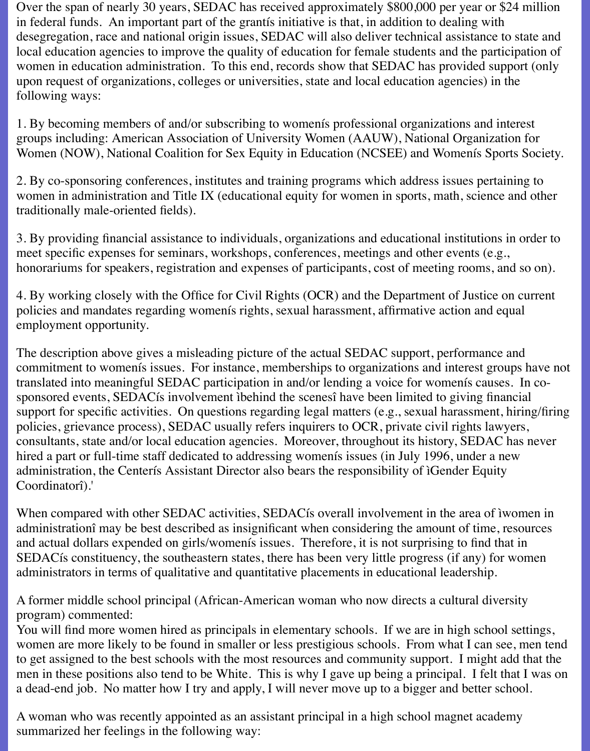Over the span of nearly 30 years, SEDAC has received approximately $800,000 per year or $24 million in federal funds. An important part of the grantís initiative is that, in addition to dealing with desegregation, race and national origin issues, SEDAC will also deliver technical assistance to state and local education agencies to improve the quality of education for female students and the participation of women in education administration. To this end, records show that SEDAC has provided support (only upon request of organizations, colleges or universities, state and local education agencies) in the following ways:

1. By becoming members of and/or subscribing to womenís professional organizations and interest groups including: American Association of University Women (AAUW), National Organization for Women (NOW), National Coalition for Sex Equity in Education (NCSEE) and Womenís Sports Society.

2. By co-sponsoring conferences, institutes and training programs which address issues pertaining to women in administration and Title IX (educational equity for women in sports, math, science and other traditionally male-oriented fields).

3. By providing financial assistance to individuals, organizations and educational institutions in order to meet specific expenses for seminars, workshops, conferences, meetings and other events (e.g., honorariums for speakers, registration and expenses of participants, cost of meeting rooms, and so on).

4. By working closely with the Office for Civil Rights (OCR) and the Department of Justice on current policies and mandates regarding womenís rights, sexual harassment, affirmative action and equal employment opportunity.

The description above gives a misleading picture of the actual SEDAC support, performance and commitment to womenís issues. For instance, memberships to organizations and interest groups have not translated into meaningful SEDAC participation in and/or lending a voice for womenís causes. In co-sponsored events, SEDACís involvement ìbehind the scenesî have been limited to giving financial support for specific activities. On questions regarding legal matters (e.g., sexual harassment, hiring/firing policies, grievance process), SEDAC usually refers inquirers to OCR, private civil rights lawyers, consultants, state and/or local education agencies. Moreover, throughout its history, SEDAC has never hired a part or full-time staff dedicated to addressing womenís issues (in July 1996, under a new administration, the Centerís Assistant Director also bears the responsibility of ìGender Equity Coordinatorî).'

When compared with other SEDAC activities, SEDACís overall involvement in the area of ìwomen in administrationî may be best described as insignificant when considering the amount of time, resources and actual dollars expended on girls/womenís issues. Therefore, it is not surprising to find that in SEDACís constituency, the southeastern states, there has been very little progress (if any) for women administrators in terms of qualitative and quantitative placements in educational leadership.

A former middle school principal (African-American woman who now directs a cultural diversity program) commented:
You will find more women hired as principals in elementary schools. If we are in high school settings, women are more likely to be found in smaller or less prestigious schools. From what I can see, men tend to get assigned to the best schools with the most resources and community support. I might add that the men in these positions also tend to be White. This is why I gave up being a principal. I felt that I was on a dead-end job. No matter how I try and apply, I will never move up to a bigger and better school.

A woman who was recently appointed as an assistant principal in a high school magnet academy summarized her feelings in the following way: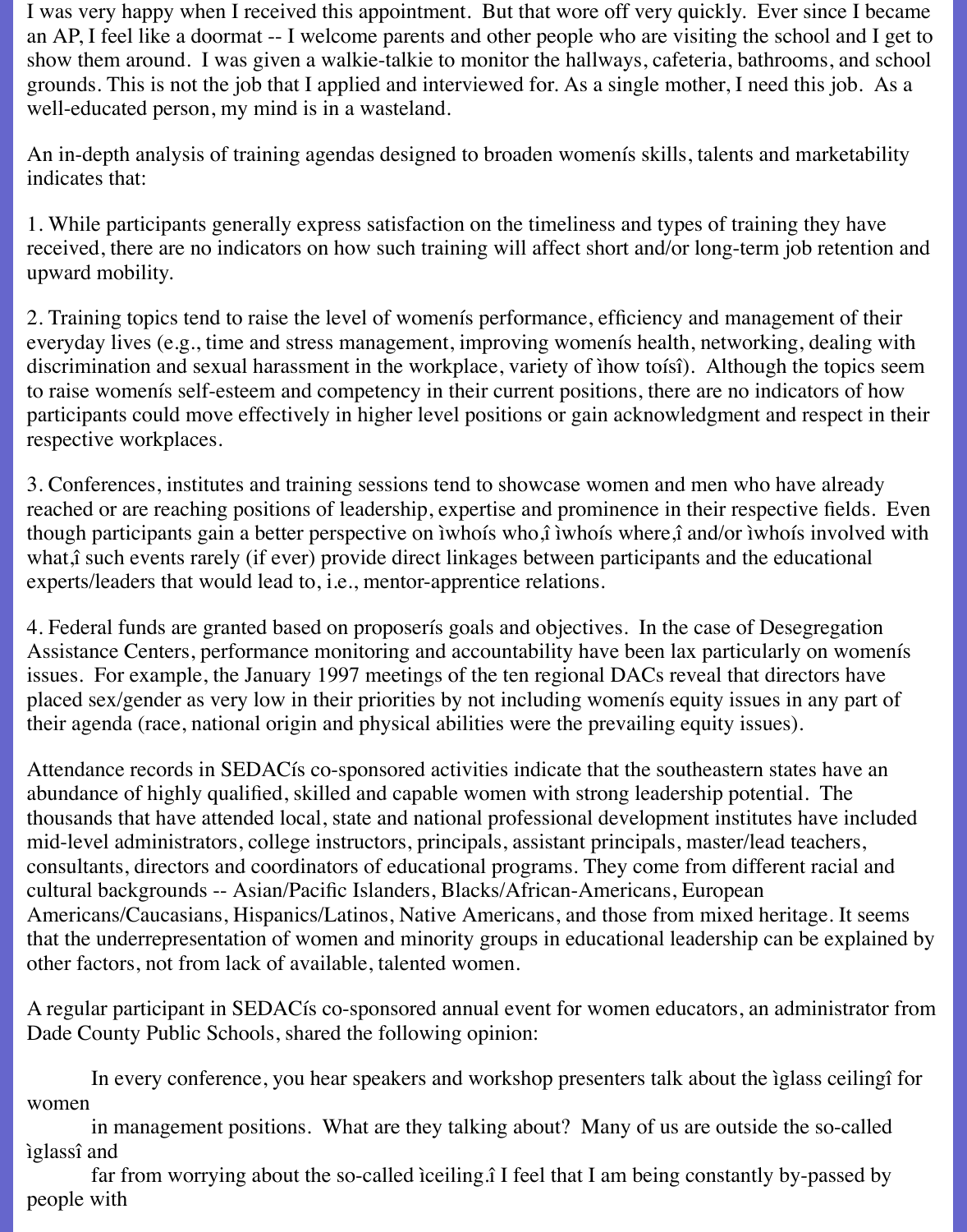I was very happy when I received this appointment. But that wore off very quickly. Ever since I became an AP, I feel like a doormat -- I welcome parents and other people who are visiting the school and I get to show them around. I was given a walkie-talkie to monitor the hallways, cafeteria, bathrooms, and school grounds. This is not the job that I applied and interviewed for. As a single mother, I need this job. As a well-educated person, my mind is in a wasteland.

An in-depth analysis of training agendas designed to broaden womenís skills, talents and marketability indicates that:

1. While participants generally express satisfaction on the timeliness and types of training they have received, there are no indicators on how such training will affect short and/or long-term job retention and upward mobility.

2. Training topics tend to raise the level of womenís performance, efficiency and management of their everyday lives (e.g., time and stress management, improving womenís health, networking, dealing with discrimination and sexual harassment in the workplace, variety of ìhow toísî). Although the topics seem to raise womenís self-esteem and competency in their current positions, there are no indicators of how participants could move effectively in higher level positions or gain acknowledgment and respect in their respective workplaces.

3. Conferences, institutes and training sessions tend to showcase women and men who have already reached or are reaching positions of leadership, expertise and prominence in their respective fields. Even though participants gain a better perspective on ìwhoís who,î ìwhoís where,î and/or ìwhoís involved with what,î such events rarely (if ever) provide direct linkages between participants and the educational experts/leaders that would lead to, i.e., mentor-apprentice relations.

4. Federal funds are granted based on proposerís goals and objectives. In the case of Desegregation Assistance Centers, performance monitoring and accountability have been lax particularly on womenís issues. For example, the January 1997 meetings of the ten regional DACs reveal that directors have placed sex/gender as very low in their priorities by not including womenís equity issues in any part of their agenda (race, national origin and physical abilities were the prevailing equity issues).

Attendance records in SEDACís co-sponsored activities indicate that the southeastern states have an abundance of highly qualified, skilled and capable women with strong leadership potential. The thousands that have attended local, state and national professional development institutes have included mid-level administrators, college instructors, principals, assistant principals, master/lead teachers, consultants, directors and coordinators of educational programs. They come from different racial and cultural backgrounds -- Asian/Pacific Islanders, Blacks/African-Americans, European Americans/Caucasians, Hispanics/Latinos, Native Americans, and those from mixed heritage. It seems that the underrepresentation of women and minority groups in educational leadership can be explained by other factors, not from lack of available, talented women.

A regular participant in SEDACís co-sponsored annual event for women educators, an administrator from Dade County Public Schools, shared the following opinion:

> In every conference, you hear speakers and workshop presenters talk about the ìglass ceilingî for women in management positions. What are they talking about? Many of us are outside the so-called ìglassî and far from worrying about the so-called ìceiling.î I feel that I am being constantly by-passed by people with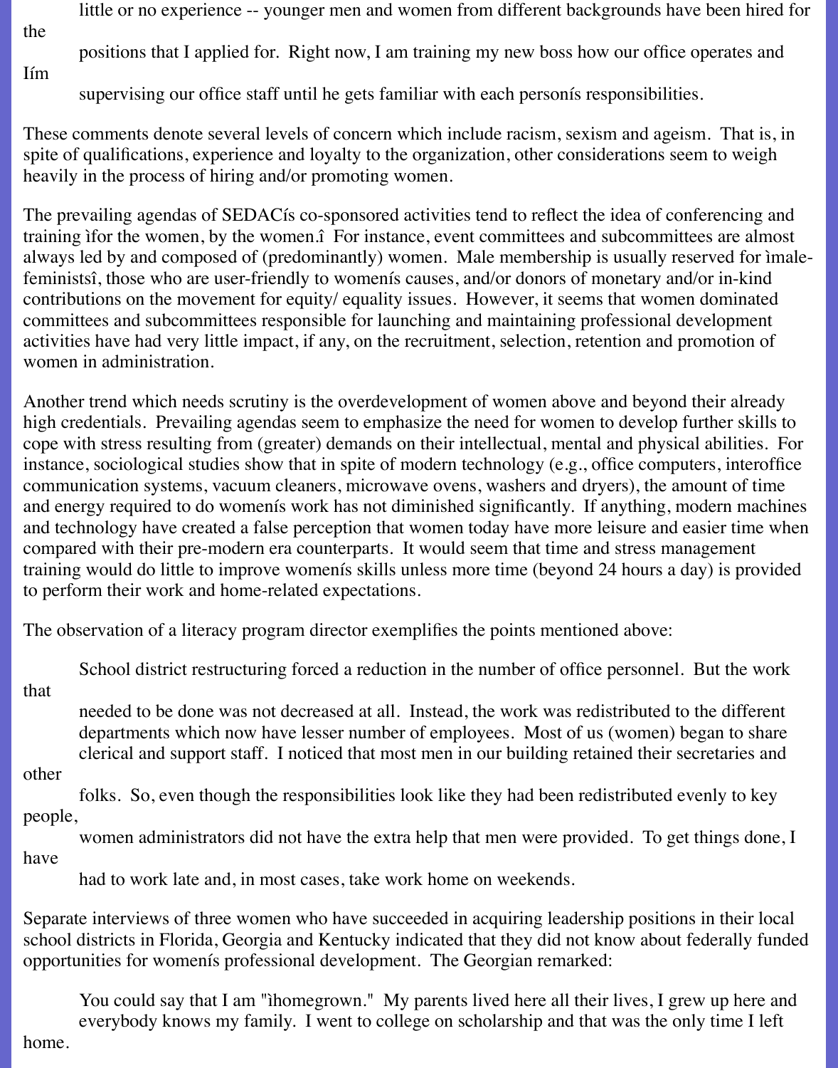> little or no experience -- younger men and women from different backgrounds have been hired for the positions that I applied for. Right now, I am training my new boss how our office operates and Iím supervising our office staff until he gets familiar with each personís responsibilities.

These comments denote several levels of concern which include racism, sexism and ageism. That is, in spite of qualifications, experience and loyalty to the organization, other considerations seem to weigh heavily in the process of hiring and/or promoting women.

The prevailing agendas of SEDACís co-sponsored activities tend to reflect the idea of conferencing and training ìfor the women, by the women.î For instance, event committees and subcommittees are almost always led by and composed of (predominantly) women. Male membership is usually reserved for ìmale-feministsî, those who are user-friendly to womenís causes, and/or donors of monetary and/or in-kind contributions on the movement for equity/ equality issues. However, it seems that women dominated committees and subcommittees responsible for launching and maintaining professional development activities have had very little impact, if any, on the recruitment, selection, retention and promotion of women in administration.

Another trend which needs scrutiny is the overdevelopment of women above and beyond their already high credentials. Prevailing agendas seem to emphasize the need for women to develop further skills to cope with stress resulting from (greater) demands on their intellectual, mental and physical abilities. For instance, sociological studies show that in spite of modern technology (e.g., office computers, interoffice communication systems, vacuum cleaners, microwave ovens, washers and dryers), the amount of time and energy required to do womenís work has not diminished significantly. If anything, modern machines and technology have created a false perception that women today have more leisure and easier time when compared with their pre-modern era counterparts. It would seem that time and stress management training would do little to improve womenís skills unless more time (beyond 24 hours a day) is provided to perform their work and home-related expectations.

The observation of a literacy program director exemplifies the points mentioned above:

> School district restructuring forced a reduction in the number of office personnel. But the work that needed to be done was not decreased at all. Instead, the work was redistributed to the different departments which now have lesser number of employees. Most of us (women) began to share clerical and support staff. I noticed that most men in our building retained their secretaries and other folks. So, even though the responsibilities look like they had been redistributed evenly to key people, women administrators did not have the extra help that men were provided. To get things done, I have had to work late and, in most cases, take work home on weekends.

Separate interviews of three women who have succeeded in acquiring leadership positions in their local school districts in Florida, Georgia and Kentucky indicated that they did not know about federally funded opportunities for womenís professional development. The Georgian remarked:

> You could say that I am "ìhomegrown." My parents lived here all their lives, I grew up here and everybody knows my family. I went to college on scholarship and that was the only time I left home.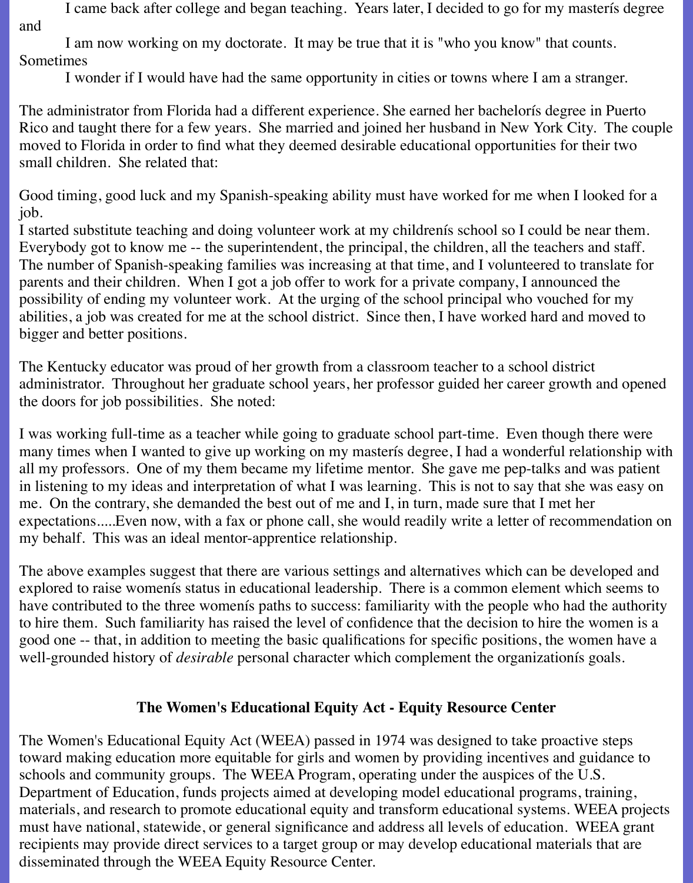I came back after college and began teaching. Years later, I decided to go for my masterís degree and I am now working on my doctorate. It may be true that it is "who you know" that counts. Sometimes I wonder if I would have had the same opportunity in cities or towns where I am a stranger.

The administrator from Florida had a different experience. She earned her bachelorís degree in Puerto Rico and taught there for a few years. She married and joined her husband in New York City. The couple moved to Florida in order to find what they deemed desirable educational opportunities for their two small children. She related that:

Good timing, good luck and my Spanish-speaking ability must have worked for me when I looked for a job.
I started substitute teaching and doing volunteer work at my childrenís school so I could be near them. Everybody got to know me -- the superintendent, the principal, the children, all the teachers and staff. The number of Spanish-speaking families was increasing at that time, and I volunteered to translate for parents and their children. When I got a job offer to work for a private company, I announced the possibility of ending my volunteer work. At the urging of the school principal who vouched for my abilities, a job was created for me at the school district. Since then, I have worked hard and moved to bigger and better positions.

The Kentucky educator was proud of her growth from a classroom teacher to a school district administrator. Throughout her graduate school years, her professor guided her career growth and opened the doors for job possibilities. She noted:

I was working full-time as a teacher while going to graduate school part-time. Even though there were many times when I wanted to give up working on my masterís degree, I had a wonderful relationship with all my professors. One of my them became my lifetime mentor. She gave me pep-talks and was patient in listening to my ideas and interpretation of what I was learning. This is not to say that she was easy on me. On the contrary, she demanded the best out of me and I, in turn, made sure that I met her expectations.....Even now, with a fax or phone call, she would readily write a letter of recommendation on my behalf. This was an ideal mentor-apprentice relationship.

The above examples suggest that there are various settings and alternatives which can be developed and explored to raise womenís status in educational leadership. There is a common element which seems to have contributed to the three womenís paths to success: familiarity with the people who had the authority to hire them. Such familiarity has raised the level of confidence that the decision to hire the women is a good one -- that, in addition to meeting the basic qualifications for specific positions, the women have a well-grounded history of *desirable* personal character which complement the organizationís goals.

## The Women's Educational Equity Act - Equity Resource Center

The Women's Educational Equity Act (WEEA) passed in 1974 was designed to take proactive steps toward making education more equitable for girls and women by providing incentives and guidance to schools and community groups. The WEEA Program, operating under the auspices of the U.S. Department of Education, funds projects aimed at developing model educational programs, training, materials, and research to promote educational equity and transform educational systems. WEEA projects must have national, statewide, or general significance and address all levels of education. WEEA grant recipients may provide direct services to a target group or may develop educational materials that are disseminated through the WEEA Equity Resource Center.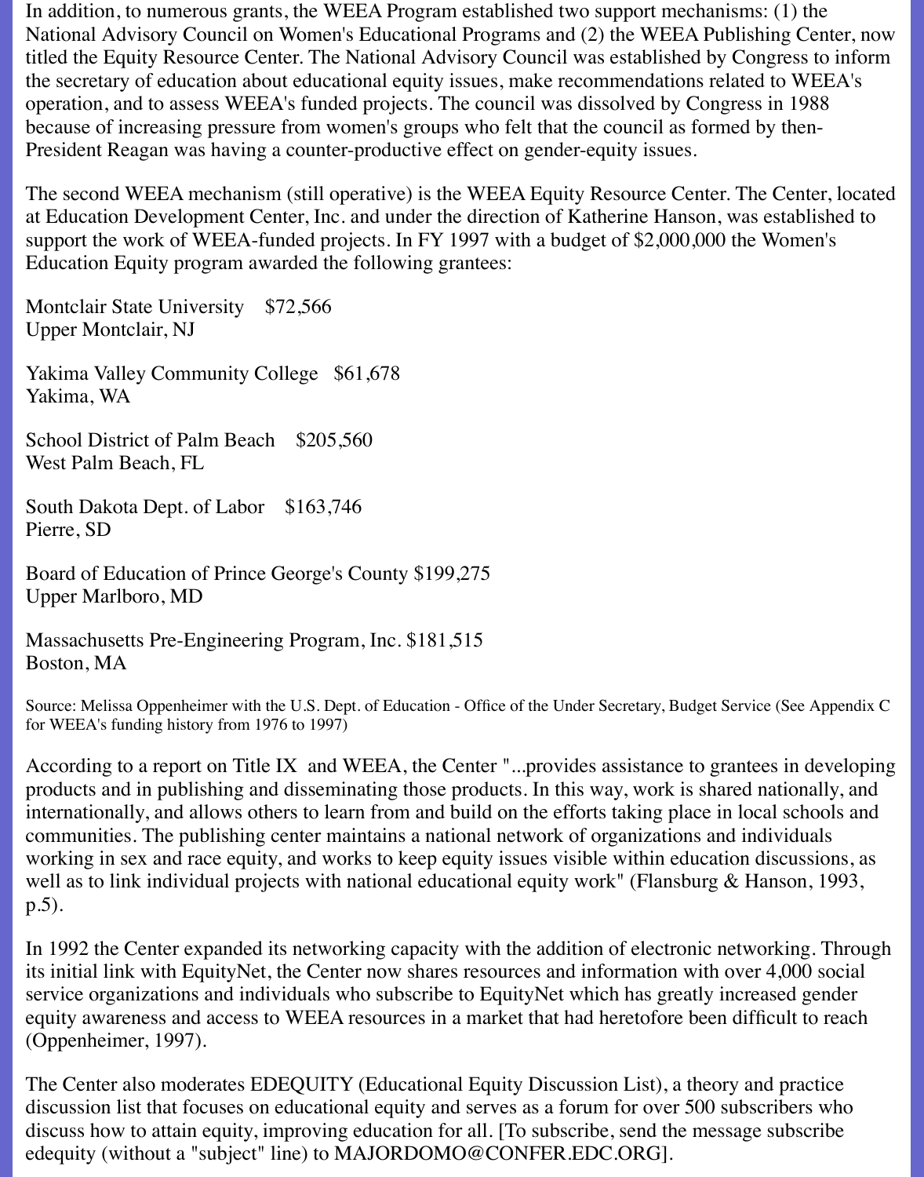In addition, to numerous grants, the WEEA Program established two support mechanisms: (1) the National Advisory Council on Women's Educational Programs and (2) the WEEA Publishing Center, now titled the Equity Resource Center. The National Advisory Council was established by Congress to inform the secretary of education about educational equity issues, make recommendations related to WEEA's operation, and to assess WEEA's funded projects. The council was dissolved by Congress in 1988 because of increasing pressure from women's groups who felt that the council as formed by then-President Reagan was having a counter-productive effect on gender-equity issues.

The second WEEA mechanism (still operative) is the WEEA Equity Resource Center. The Center, located at Education Development Center, Inc. and under the direction of Katherine Hanson, was established to support the work of WEEA-funded projects. In FY 1997 with a budget of $2,000,000 the Women's Education Equity program awarded the following grantees:

Montclair State University    $72,566
Upper Montclair, NJ

Yakima Valley Community College   $61,678
Yakima, WA

School District of Palm Beach    $205,560
West Palm Beach, FL

South Dakota Dept. of Labor    $163,746
Pierre, SD

Board of Education of Prince George's County $199,275
Upper Marlboro, MD

Massachusetts Pre-Engineering Program, Inc. $181,515
Boston, MA

Source: Melissa Oppenheimer with the U.S. Dept. of Education - Office of the Under Secretary, Budget Service (See Appendix C for WEEA's funding history from 1976 to 1997)

According to a report on Title IX and WEEA, the Center "...provides assistance to grantees in developing products and in publishing and disseminating those products. In this way, work is shared nationally, and internationally, and allows others to learn from and build on the efforts taking place in local schools and communities. The publishing center maintains a national network of organizations and individuals working in sex and race equity, and works to keep equity issues visible within education discussions, as well as to link individual projects with national educational equity work" (Flansburg & Hanson, 1993, p.5).

In 1992 the Center expanded its networking capacity with the addition of electronic networking. Through its initial link with EquityNet, the Center now shares resources and information with over 4,000 social service organizations and individuals who subscribe to EquityNet which has greatly increased gender equity awareness and access to WEEA resources in a market that had heretofore been difficult to reach (Oppenheimer, 1997).

The Center also moderates EDEQUITY (Educational Equity Discussion List), a theory and practice discussion list that focuses on educational equity and serves as a forum for over 500 subscribers who discuss how to attain equity, improving education for all. [To subscribe, send the message subscribe edequity (without a "subject" line) to MAJORDOMO@CONFER.EDC.ORG].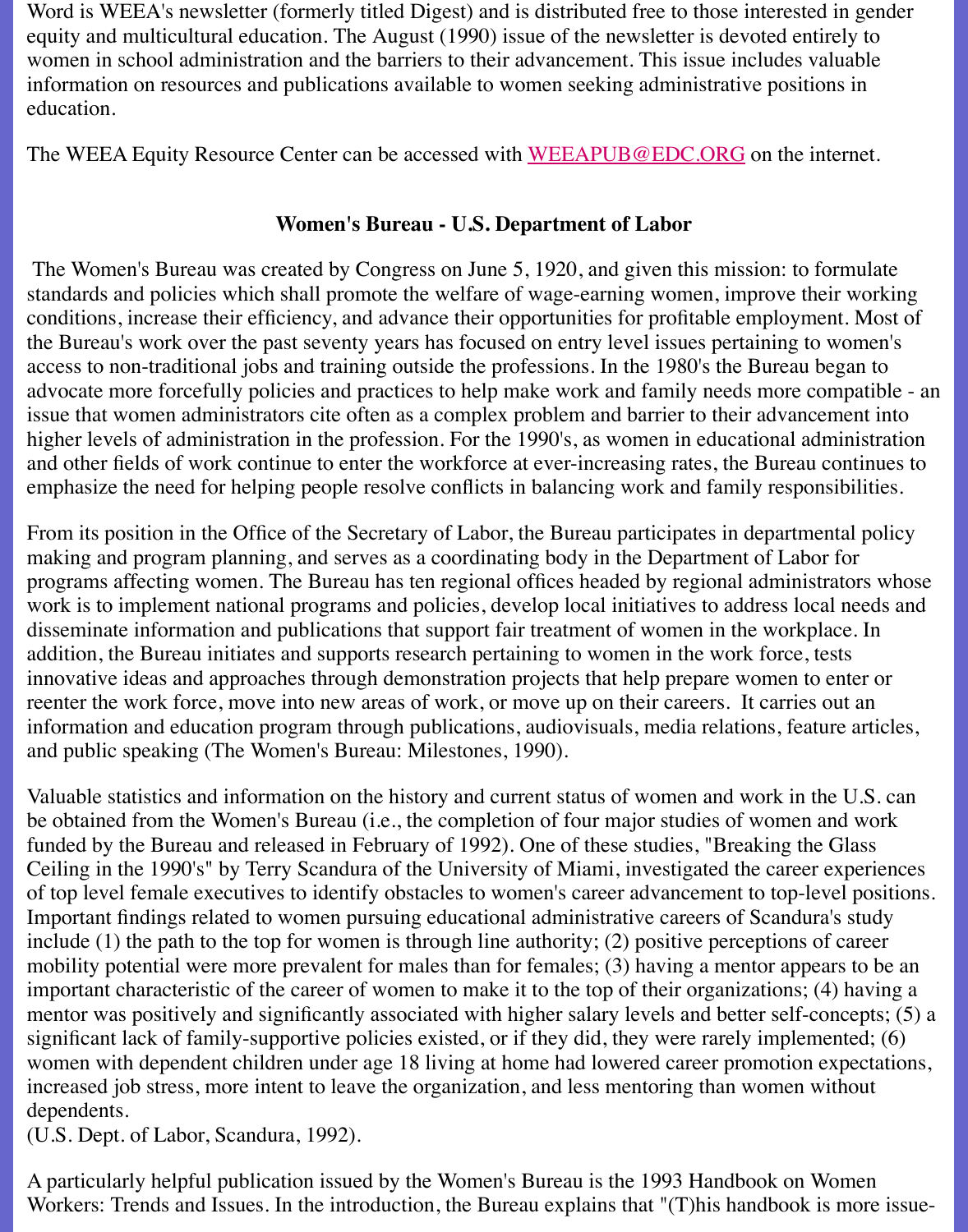Word is WEEA's newsletter (formerly titled Digest) and is distributed free to those interested in gender equity and multicultural education. The August (1990) issue of the newsletter is devoted entirely to women in school administration and the barriers to their advancement. This issue includes valuable information on resources and publications available to women seeking administrative positions in education.

The WEEA Equity Resource Center can be accessed with WEEAPUB@EDC.ORG on the internet.

### Women's Bureau - U.S. Department of Labor

The Women's Bureau was created by Congress on June 5, 1920, and given this mission: to formulate standards and policies which shall promote the welfare of wage-earning women, improve their working conditions, increase their efficiency, and advance their opportunities for profitable employment. Most of the Bureau's work over the past seventy years has focused on entry level issues pertaining to women's access to non-traditional jobs and training outside the professions. In the 1980's the Bureau began to advocate more forcefully policies and practices to help make work and family needs more compatible - an issue that women administrators cite often as a complex problem and barrier to their advancement into higher levels of administration in the profession. For the 1990's, as women in educational administration and other fields of work continue to enter the workforce at ever-increasing rates, the Bureau continues to emphasize the need for helping people resolve conflicts in balancing work and family responsibilities.

From its position in the Office of the Secretary of Labor, the Bureau participates in departmental policy making and program planning, and serves as a coordinating body in the Department of Labor for programs affecting women. The Bureau has ten regional offices headed by regional administrators whose work is to implement national programs and policies, develop local initiatives to address local needs and disseminate information and publications that support fair treatment of women in the workplace. In addition, the Bureau initiates and supports research pertaining to women in the work force, tests innovative ideas and approaches through demonstration projects that help prepare women to enter or reenter the work force, move into new areas of work, or move up on their careers. It carries out an information and education program through publications, audiovisuals, media relations, feature articles, and public speaking (The Women's Bureau: Milestones, 1990).

Valuable statistics and information on the history and current status of women and work in the U.S. can be obtained from the Women's Bureau (i.e., the completion of four major studies of women and work funded by the Bureau and released in February of 1992). One of these studies, "Breaking the Glass Ceiling in the 1990's" by Terry Scandura of the University of Miami, investigated the career experiences of top level female executives to identify obstacles to women's career advancement to top-level positions. Important findings related to women pursuing educational administrative careers of Scandura's study include (1) the path to the top for women is through line authority; (2) positive perceptions of career mobility potential were more prevalent for males than for females; (3) having a mentor appears to be an important characteristic of the career of women to make it to the top of their organizations; (4) having a mentor was positively and significantly associated with higher salary levels and better self-concepts; (5) a significant lack of family-supportive policies existed, or if they did, they were rarely implemented; (6) women with dependent children under age 18 living at home had lowered career promotion expectations, increased job stress, more intent to leave the organization, and less mentoring than women without dependents.
(U.S. Dept. of Labor, Scandura, 1992).

A particularly helpful publication issued by the Women's Bureau is the 1993 Handbook on Women Workers: Trends and Issues. In the introduction, the Bureau explains that "(T)his handbook is more issue-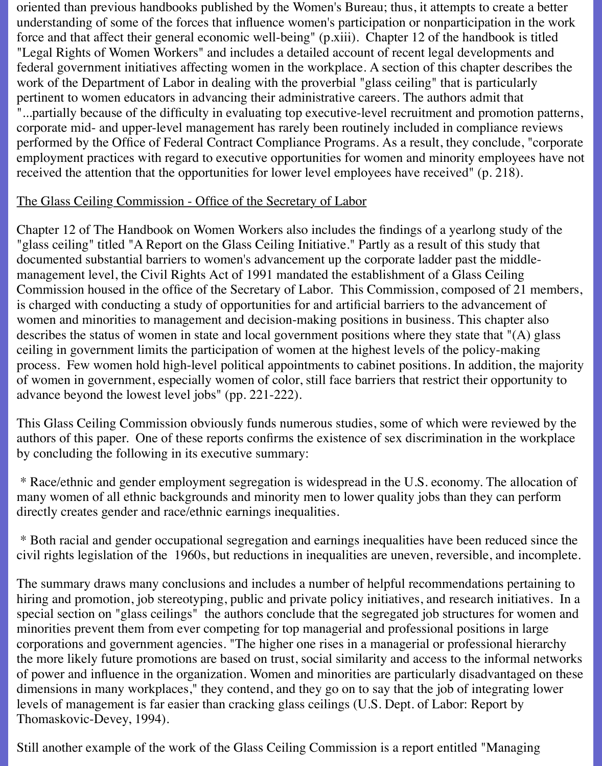oriented than previous handbooks published by the Women's Bureau; thus, it attempts to create a better understanding of some of the forces that influence women's participation or nonparticipation in the work force and that affect their general economic well-being" (p.xiii). Chapter 12 of the handbook is titled "Legal Rights of Women Workers" and includes a detailed account of recent legal developments and federal government initiatives affecting women in the workplace. A section of this chapter describes the work of the Department of Labor in dealing with the proverbial "glass ceiling" that is particularly pertinent to women educators in advancing their administrative careers. The authors admit that "...partially because of the difficulty in evaluating top executive-level recruitment and promotion patterns, corporate mid- and upper-level management has rarely been routinely included in compliance reviews performed by the Office of Federal Contract Compliance Programs. As a result, they conclude, "corporate employment practices with regard to executive opportunities for women and minority employees have not received the attention that the opportunities for lower level employees have received" (p. 218).

<u>The Glass Ceiling Commission - Office of the Secretary of Labor</u>

Chapter 12 of The Handbook on Women Workers also includes the findings of a yearlong study of the "glass ceiling" titled "A Report on the Glass Ceiling Initiative." Partly as a result of this study that documented substantial barriers to women's advancement up the corporate ladder past the middle-management level, the Civil Rights Act of 1991 mandated the establishment of a Glass Ceiling Commission housed in the office of the Secretary of Labor. This Commission, composed of 21 members, is charged with conducting a study of opportunities for and artificial barriers to the advancement of women and minorities to management and decision-making positions in business. This chapter also describes the status of women in state and local government positions where they state that "(A) glass ceiling in government limits the participation of women at the highest levels of the policy-making process. Few women hold high-level political appointments to cabinet positions. In addition, the majority of women in government, especially women of color, still face barriers that restrict their opportunity to advance beyond the lowest level jobs" (pp. 221-222).

This Glass Ceiling Commission obviously funds numerous studies, some of which were reviewed by the authors of this paper. One of these reports confirms the existence of sex discrimination in the workplace by concluding the following in its executive summary:

* Race/ethnic and gender employment segregation is widespread in the U.S. economy. The allocation of many women of all ethnic backgrounds and minority men to lower quality jobs than they can perform directly creates gender and race/ethnic earnings inequalities.

* Both racial and gender occupational segregation and earnings inequalities have been reduced since the civil rights legislation of the 1960s, but reductions in inequalities are uneven, reversible, and incomplete.

The summary draws many conclusions and includes a number of helpful recommendations pertaining to hiring and promotion, job stereotyping, public and private policy initiatives, and research initiatives. In a special section on "glass ceilings" the authors conclude that the segregated job structures for women and minorities prevent them from ever competing for top managerial and professional positions in large corporations and government agencies. "The higher one rises in a managerial or professional hierarchy the more likely future promotions are based on trust, social similarity and access to the informal networks of power and influence in the organization. Women and minorities are particularly disadvantaged on these dimensions in many workplaces," they contend, and they go on to say that the job of integrating lower levels of management is far easier than cracking glass ceilings (U.S. Dept. of Labor: Report by Thomaskovic-Devey, 1994).

Still another example of the work of the Glass Ceiling Commission is a report entitled "Managing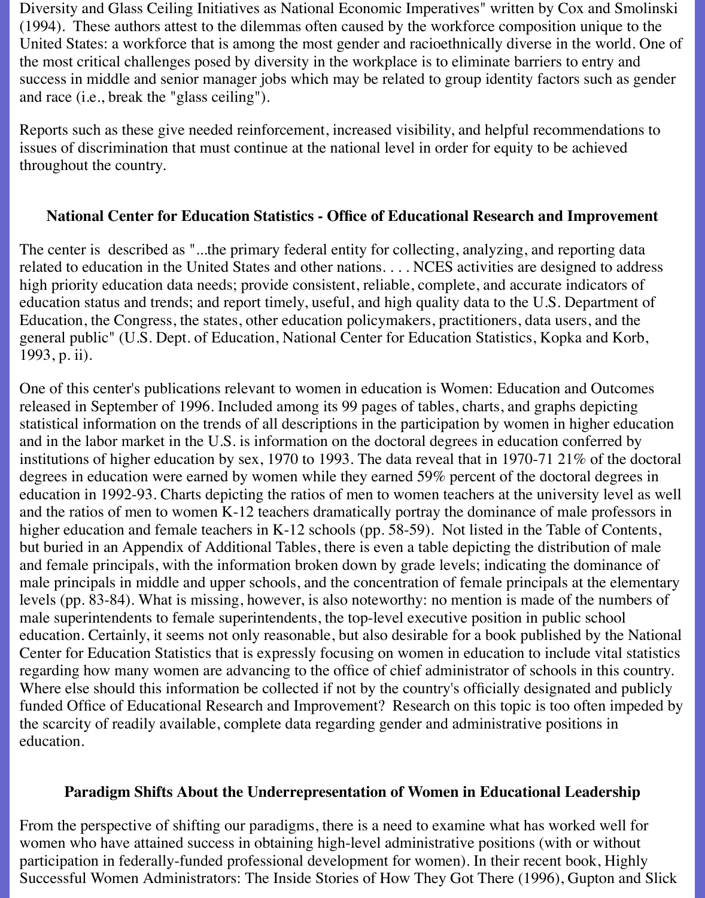Diversity and Glass Ceiling Initiatives as National Economic Imperatives" written by Cox and Smolinski (1994). These authors attest to the dilemmas often caused by the workforce composition unique to the United States: a workforce that is among the most gender and racioethnically diverse in the world. One of the most critical challenges posed by diversity in the workplace is to eliminate barriers to entry and success in middle and senior manager jobs which may be related to group identity factors such as gender and race (i.e., break the "glass ceiling").

Reports such as these give needed reinforcement, increased visibility, and helpful recommendations to issues of discrimination that must continue at the national level in order for equity to be achieved throughout the country.

### National Center for Education Statistics - Office of Educational Research and Improvement

The center is described as "...the primary federal entity for collecting, analyzing, and reporting data related to education in the United States and other nations. . . . NCES activities are designed to address high priority education data needs; provide consistent, reliable, complete, and accurate indicators of education status and trends; and report timely, useful, and high quality data to the U.S. Department of Education, the Congress, the states, other education policymakers, practitioners, data users, and the general public" (U.S. Dept. of Education, National Center for Education Statistics, Kopka and Korb, 1993, p. ii).

One of this center's publications relevant to women in education is Women: Education and Outcomes released in September of 1996. Included among its 99 pages of tables, charts, and graphs depicting statistical information on the trends of all descriptions in the participation by women in higher education and in the labor market in the U.S. is information on the doctoral degrees in education conferred by institutions of higher education by sex, 1970 to 1993. The data reveal that in 1970-71 21% of the doctoral degrees in education were earned by women while they earned 59% percent of the doctoral degrees in education in 1992-93. Charts depicting the ratios of men to women teachers at the university level as well and the ratios of men to women K-12 teachers dramatically portray the dominance of male professors in higher education and female teachers in K-12 schools (pp. 58-59). Not listed in the Table of Contents, but buried in an Appendix of Additional Tables, there is even a table depicting the distribution of male and female principals, with the information broken down by grade levels; indicating the dominance of male principals in middle and upper schools, and the concentration of female principals at the elementary levels (pp. 83-84). What is missing, however, is also noteworthy: no mention is made of the numbers of male superintendents to female superintendents, the top-level executive position in public school education. Certainly, it seems not only reasonable, but also desirable for a book published by the National Center for Education Statistics that is expressly focusing on women in education to include vital statistics regarding how many women are advancing to the office of chief administrator of schools in this country. Where else should this information be collected if not by the country's officially designated and publicly funded Office of Educational Research and Improvement? Research on this topic is too often impeded by the scarcity of readily available, complete data regarding gender and administrative positions in education.

### Paradigm Shifts About the Underrepresentation of Women in Educational Leadership

From the perspective of shifting our paradigms, there is a need to examine what has worked well for women who have attained success in obtaining high-level administrative positions (with or without participation in federally-funded professional development for women). In their recent book, Highly Successful Women Administrators: The Inside Stories of How They Got There (1996), Gupton and Slick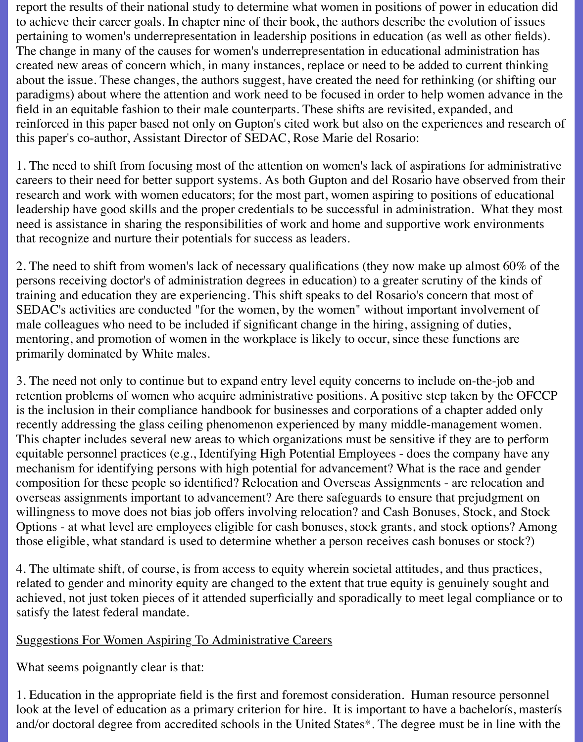report the results of their national study to determine what women in positions of power in education did to achieve their career goals. In chapter nine of their book, the authors describe the evolution of issues pertaining to women's underrepresentation in leadership positions in education (as well as other fields). The change in many of the causes for women's underrepresentation in educational administration has created new areas of concern which, in many instances, replace or need to be added to current thinking about the issue. These changes, the authors suggest, have created the need for rethinking (or shifting our paradigms) about where the attention and work need to be focused in order to help women advance in the field in an equitable fashion to their male counterparts. These shifts are revisited, expanded, and reinforced in this paper based not only on Gupton's cited work but also on the experiences and research of this paper's co-author, Assistant Director of SEDAC, Rose Marie del Rosario:

1. The need to shift from focusing most of the attention on women's lack of aspirations for administrative careers to their need for better support systems. As both Gupton and del Rosario have observed from their research and work with women educators; for the most part, women aspiring to positions of educational leadership have good skills and the proper credentials to be successful in administration. What they most need is assistance in sharing the responsibilities of work and home and supportive work environments that recognize and nurture their potentials for success as leaders.

2. The need to shift from women's lack of necessary qualifications (they now make up almost 60% of the persons receiving doctor's of administration degrees in education) to a greater scrutiny of the kinds of training and education they are experiencing. This shift speaks to del Rosario's concern that most of SEDAC's activities are conducted "for the women, by the women" without important involvement of male colleagues who need to be included if significant change in the hiring, assigning of duties, mentoring, and promotion of women in the workplace is likely to occur, since these functions are primarily dominated by White males.

3. The need not only to continue but to expand entry level equity concerns to include on-the-job and retention problems of women who acquire administrative positions. A positive step taken by the OFCCP is the inclusion in their compliance handbook for businesses and corporations of a chapter added only recently addressing the glass ceiling phenomenon experienced by many middle-management women. This chapter includes several new areas to which organizations must be sensitive if they are to perform equitable personnel practices (e.g., Identifying High Potential Employees - does the company have any mechanism for identifying persons with high potential for advancement? What is the race and gender composition for these people so identified? Relocation and Overseas Assignments - are relocation and overseas assignments important to advancement? Are there safeguards to ensure that prejudgment on willingness to move does not bias job offers involving relocation? and Cash Bonuses, Stock, and Stock Options - at what level are employees eligible for cash bonuses, stock grants, and stock options? Among those eligible, what standard is used to determine whether a person receives cash bonuses or stock?)

4. The ultimate shift, of course, is from access to equity wherein societal attitudes, and thus practices, related to gender and minority equity are changed to the extent that true equity is genuinely sought and achieved, not just token pieces of it attended superficially and sporadically to meet legal compliance or to satisfy the latest federal mandate.

<u>Suggestions For Women Aspiring To Administrative Careers</u>

What seems poignantly clear is that:

1. Education in the appropriate field is the first and foremost consideration. Human resource personnel look at the level of education as a primary criterion for hire. It is important to have a bachelorís, masterís and/or doctoral degree from accredited schools in the United States*. The degree must be in line with the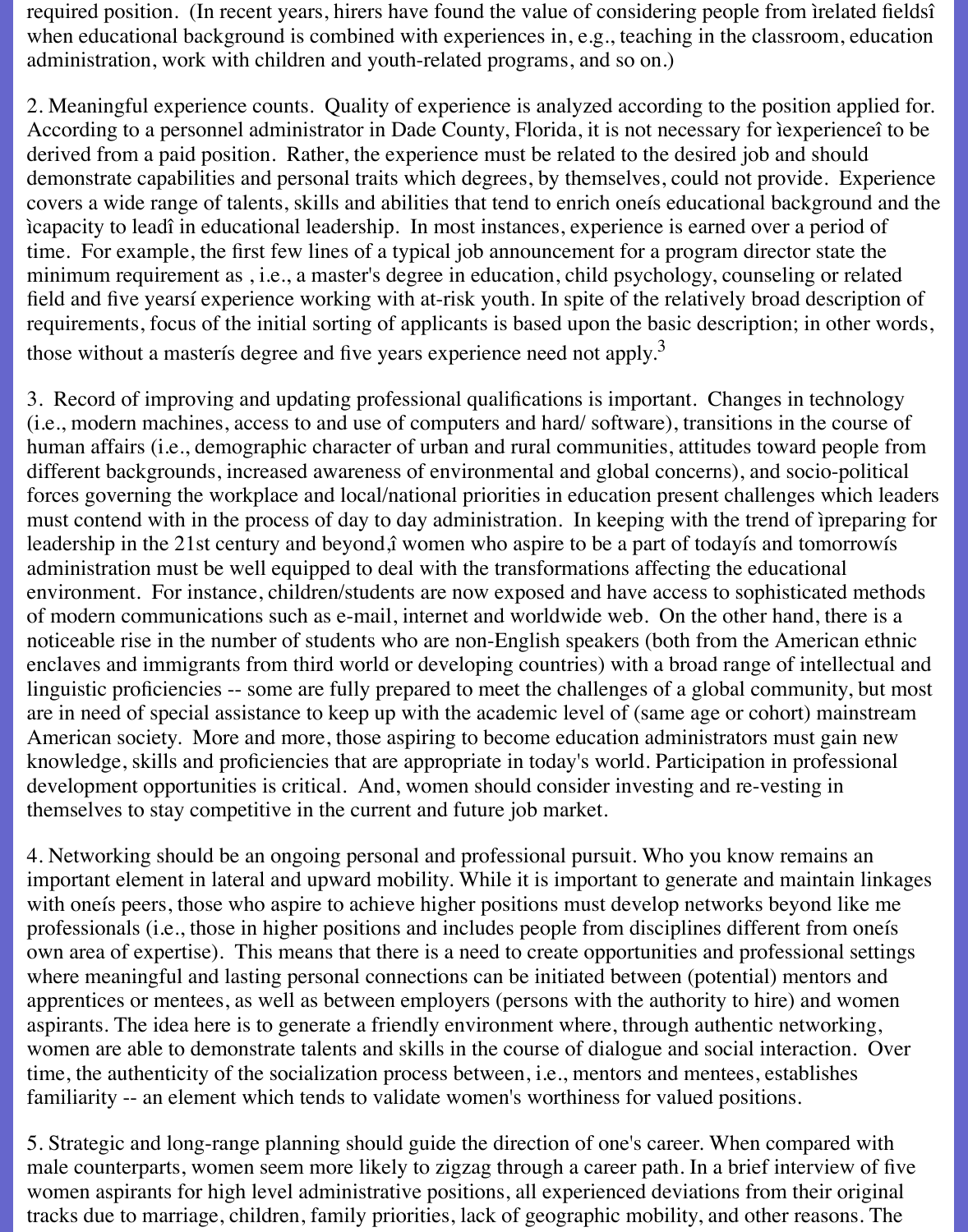required position. (In recent years, hirers have found the value of considering people from ìrelated fieldsî when educational background is combined with experiences in, e.g., teaching in the classroom, education administration, work with children and youth-related programs, and so on.)

2. Meaningful experience counts. Quality of experience is analyzed according to the position applied for. According to a personnel administrator in Dade County, Florida, it is not necessary for ìexperienceî to be derived from a paid position. Rather, the experience must be related to the desired job and should demonstrate capabilities and personal traits which degrees, by themselves, could not provide. Experience covers a wide range of talents, skills and abilities that tend to enrich oneís educational background and the ìcapacity to leadî in educational leadership. In most instances, experience is earned over a period of time. For example, the first few lines of a typical job announcement for a program director state the minimum requirement as , i.e., a master's degree in education, child psychology, counseling or related field and five yearsí experience working with at-risk youth. In spite of the relatively broad description of requirements, focus of the initial sorting of applicants is based upon the basic description; in other words, those without a masterís degree and five years experience need not apply.[3]

3. Record of improving and updating professional qualifications is important. Changes in technology (i.e., modern machines, access to and use of computers and hard/ software), transitions in the course of human affairs (i.e., demographic character of urban and rural communities, attitudes toward people from different backgrounds, increased awareness of environmental and global concerns), and socio-political forces governing the workplace and local/national priorities in education present challenges which leaders must contend with in the process of day to day administration. In keeping with the trend of ìpreparing for leadership in the 21st century and beyond,î women who aspire to be a part of todayís and tomorrowís administration must be well equipped to deal with the transformations affecting the educational environment. For instance, children/students are now exposed and have access to sophisticated methods of modern communications such as e-mail, internet and worldwide web. On the other hand, there is a noticeable rise in the number of students who are non-English speakers (both from the American ethnic enclaves and immigrants from third world or developing countries) with a broad range of intellectual and linguistic proficiencies -- some are fully prepared to meet the challenges of a global community, but most are in need of special assistance to keep up with the academic level of (same age or cohort) mainstream American society. More and more, those aspiring to become education administrators must gain new knowledge, skills and proficiencies that are appropriate in today's world. Participation in professional development opportunities is critical. And, women should consider investing and re-vesting in themselves to stay competitive in the current and future job market.

4. Networking should be an ongoing personal and professional pursuit. Who you know remains an important element in lateral and upward mobility. While it is important to generate and maintain linkages with oneís peers, those who aspire to achieve higher positions must develop networks beyond like me professionals (i.e., those in higher positions and includes people from disciplines different from oneís own area of expertise). This means that there is a need to create opportunities and professional settings where meaningful and lasting personal connections can be initiated between (potential) mentors and apprentices or mentees, as well as between employers (persons with the authority to hire) and women aspirants. The idea here is to generate a friendly environment where, through authentic networking, women are able to demonstrate talents and skills in the course of dialogue and social interaction. Over time, the authenticity of the socialization process between, i.e., mentors and mentees, establishes familiarity -- an element which tends to validate women's worthiness for valued positions.

5. Strategic and long-range planning should guide the direction of one's career. When compared with male counterparts, women seem more likely to zigzag through a career path. In a brief interview of five women aspirants for high level administrative positions, all experienced deviations from their original tracks due to marriage, children, family priorities, lack of geographic mobility, and other reasons. The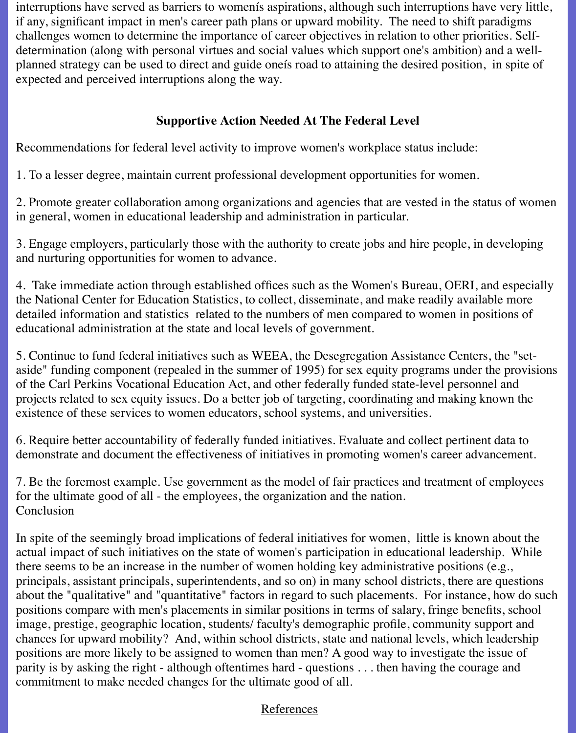interruptions have served as barriers to womenís aspirations, although such interruptions have very little, if any, significant impact in men's career path plans or upward mobility. The need to shift paradigms challenges women to determine the importance of career objectives in relation to other priorities. Self-determination (along with personal virtues and social values which support one's ambition) and a well-planned strategy can be used to direct and guide oneís road to attaining the desired position, in spite of expected and perceived interruptions along the way.

## Supportive Action Needed At The Federal Level

Recommendations for federal level activity to improve women's workplace status include:

1. To a lesser degree, maintain current professional development opportunities for women.

2. Promote greater collaboration among organizations and agencies that are vested in the status of women in general, women in educational leadership and administration in particular.

3. Engage employers, particularly those with the authority to create jobs and hire people, in developing and nurturing opportunities for women to advance.

4. Take immediate action through established offices such as the Women's Bureau, OERI, and especially the National Center for Education Statistics, to collect, disseminate, and make readily available more detailed information and statistics related to the numbers of men compared to women in positions of educational administration at the state and local levels of government.

5. Continue to fund federal initiatives such as WEEA, the Desegregation Assistance Centers, the "set-aside" funding component (repealed in the summer of 1995) for sex equity programs under the provisions of the Carl Perkins Vocational Education Act, and other federally funded state-level personnel and projects related to sex equity issues. Do a better job of targeting, coordinating and making known the existence of these services to women educators, school systems, and universities.

6. Require better accountability of federally funded initiatives. Evaluate and collect pertinent data to demonstrate and document the effectiveness of initiatives in promoting women's career advancement.

7. Be the foremost example. Use government as the model of fair practices and treatment of employees for the ultimate good of all - the employees, the organization and the nation.

## Conclusion

In spite of the seemingly broad implications of federal initiatives for women, little is known about the actual impact of such initiatives on the state of women's participation in educational leadership. While there seems to be an increase in the number of women holding key administrative positions (e.g., principals, assistant principals, superintendents, and so on) in many school districts, there are questions about the "qualitative" and "quantitative" factors in regard to such placements. For instance, how do such positions compare with men's placements in similar positions in terms of salary, fringe benefits, school image, prestige, geographic location, students/ faculty's demographic profile, community support and chances for upward mobility? And, within school districts, state and national levels, which leadership positions are more likely to be assigned to women than men? A good way to investigate the issue of parity is by asking the right - although oftentimes hard - questions . . . then having the courage and commitment to make needed changes for the ultimate good of all.

References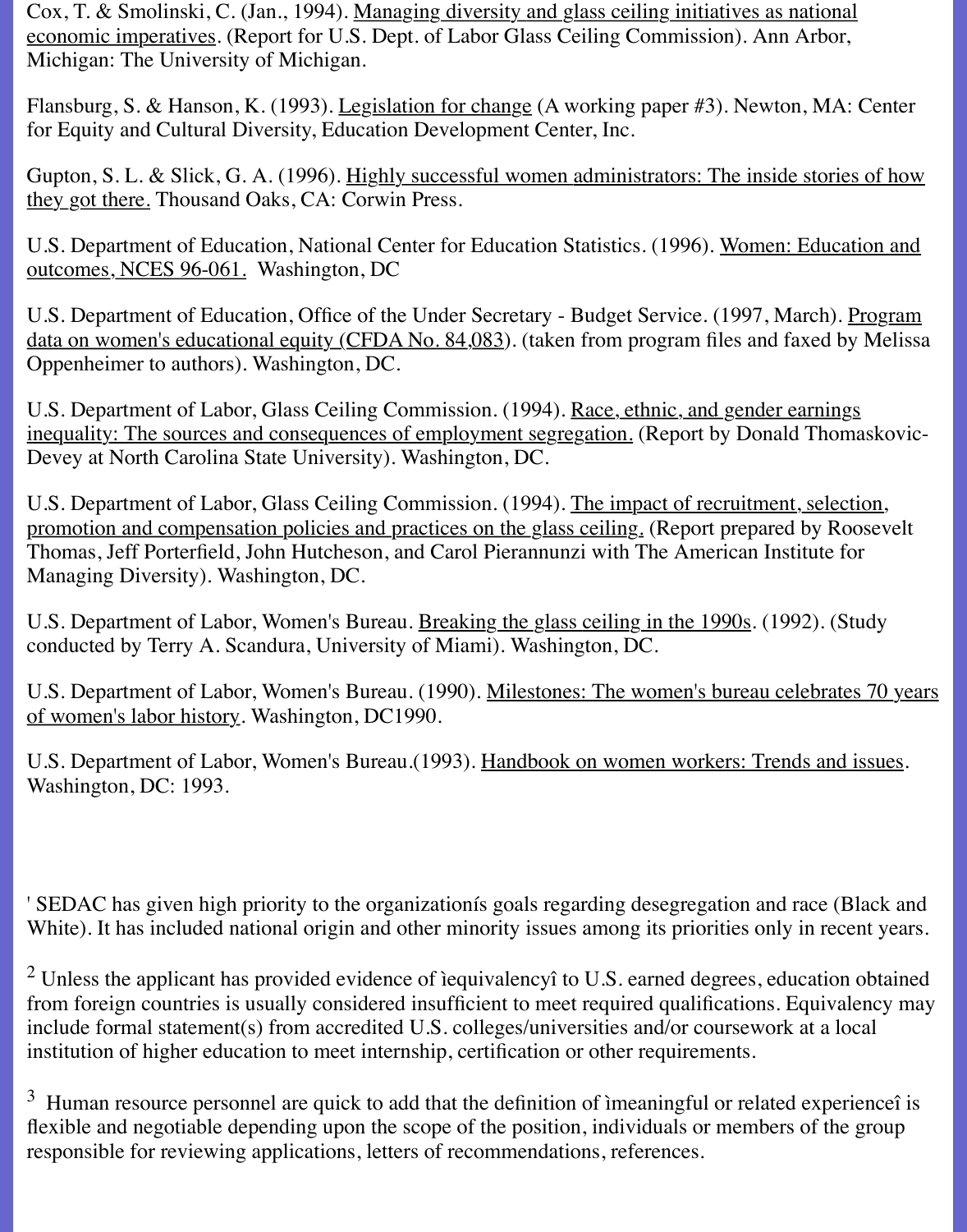Cox, T. & Smolinski, C. (Jan., 1994). Managing diversity and glass ceiling initiatives as national economic imperatives. (Report for U.S. Dept. of Labor Glass Ceiling Commission). Ann Arbor, Michigan: The University of Michigan.

Flansburg, S. & Hanson, K. (1993). Legislation for change (A working paper #3). Newton, MA: Center for Equity and Cultural Diversity, Education Development Center, Inc.

Gupton, S. L. & Slick, G. A. (1996). Highly successful women administrators: The inside stories of how they got there. Thousand Oaks, CA: Corwin Press.

U.S. Department of Education, National Center for Education Statistics. (1996). Women: Education and outcomes, NCES 96-061. Washington, DC

U.S. Department of Education, Office of the Under Secretary - Budget Service. (1997, March). Program data on women's educational equity (CFDA No. 84,083). (taken from program files and faxed by Melissa Oppenheimer to authors). Washington, DC.

U.S. Department of Labor, Glass Ceiling Commission. (1994). Race, ethnic, and gender earnings inequality: The sources and consequences of employment segregation. (Report by Donald Thomaskovic-Devey at North Carolina State University). Washington, DC.

U.S. Department of Labor, Glass Ceiling Commission. (1994). The impact of recruitment, selection, promotion and compensation policies and practices on the glass ceiling. (Report prepared by Roosevelt Thomas, Jeff Porterfield, John Hutcheson, and Carol Pierannunzi with The American Institute for Managing Diversity). Washington, DC.

U.S. Department of Labor, Women's Bureau. Breaking the glass ceiling in the 1990s. (1992). (Study conducted by Terry A. Scandura, University of Miami). Washington, DC.

U.S. Department of Labor, Women's Bureau. (1990). Milestones: The women's bureau celebrates 70 years of women's labor history. Washington, DC1990.

U.S. Department of Labor, Women's Bureau.(1993). Handbook on women workers: Trends and issues. Washington, DC: 1993.

[1] SEDAC has given high priority to the organizationís goals regarding desegregation and race (Black and White). It has included national origin and other minority issues among its priorities only in recent years.

[2] Unless the applicant has provided evidence of ìequivalencyî to U.S. earned degrees, education obtained from foreign countries is usually considered insufficient to meet required qualifications. Equivalency may include formal statement(s) from accredited U.S. colleges/universities and/or coursework at a local institution of higher education to meet internship, certification or other requirements.

[3] Human resource personnel are quick to add that the definition of ìmeaningful or related experienceî is flexible and negotiable depending upon the scope of the position, individuals or members of the group responsible for reviewing applications, letters of recommendations, references.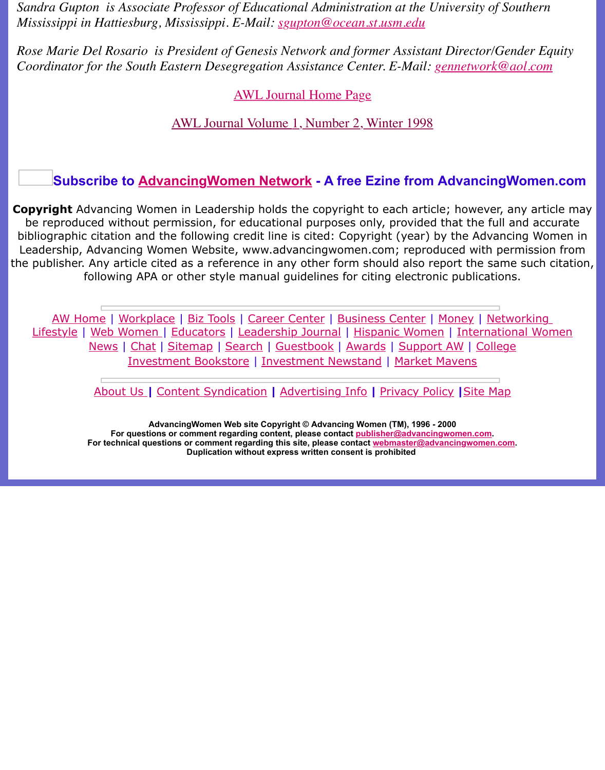*Sandra Gupton is Associate Professor of Educational Administration at the University of Southern Mississippi in Hattiesburg, Mississippi. E-Mail: sgupton@ocean.st.usm.edu*

*Rose Marie Del Rosario is President of Genesis Network and former Assistant Director/Gender Equity Coordinator for the South Eastern Desegregation Assistance Center. E-Mail: gennetwork@aol.com*

AWL Journal Home Page

AWL Journal Volume 1, Number 2, Winter 1998

**Subscribe to AdvancingWomen Network - A free Ezine from AdvancingWomen.com**

**Copyright** Advancing Women in Leadership holds the copyright to each article; however, any article may be reproduced without permission, for educational purposes only, provided that the full and accurate bibliographic citation and the following credit line is cited: Copyright (year) by the Advancing Women in Leadership, Advancing Women Website, www.advancingwomen.com; reproduced with permission from the publisher. Any article cited as a reference in any other form should also report the same such citation, following APA or other style manual guidelines for citing electronic publications.

---

AW Home | Workplace | Biz Tools | Career Center | Business Center | Money | Networking Lifestyle | Web Women | Educators | Leadership Journal | Hispanic Women | International Women News | Chat | Sitemap | Search | Guestbook | Awards | Support AW | College Investment Bookstore | Investment Newstand | Market Mavens

---

About Us | Content Syndication | Advertising Info | Privacy Policy | Site Map

**AdvancingWomen Web site Copyright © Advancing Women (TM), 1996 - 2000**
**For questions or comment regarding content, please contact publisher@advancingwomen.com.**
**For technical questions or comment regarding this site, please contact webmaster@advancingwomen.com.**
**Duplication without express written consent is prohibited**